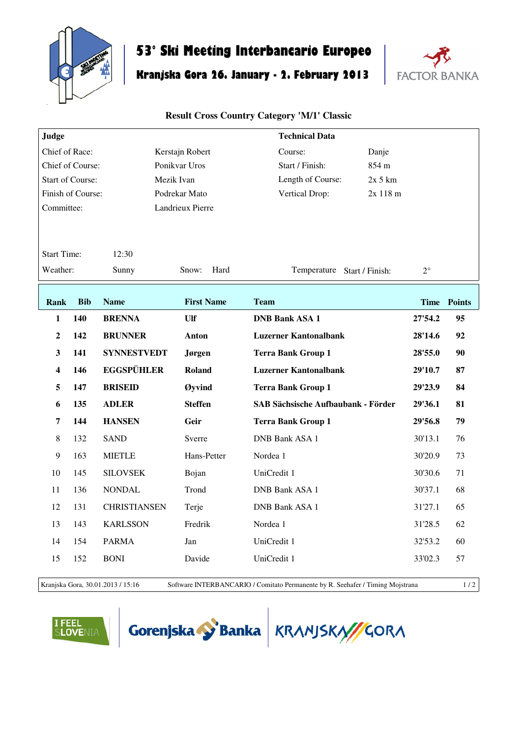# 53° Ski Meeting Interbancario Europeo

## Kranjska Gora 26. January - 2. February 2013

FACTOR BANKA

### Result Cross Country Category 'M/1' Classic

| **Judge** | | **Technical Data** | |
|---|---|---|---|
| Chief of Race: | Kerstajn Robert | Course: | Danje |
| Chief of Course: | Ponikvar Uros | Start / Finish: | 854 m |
| Start of Course: | Mezik Ivan | Length of Course: | 2x 5 km |
| Finish of Course: | Podrekar Mato | Vertical Drop: | 2x 118 m |
| Committee: | Landrieux Pierre | | |

Start Time: 12:30

Weather: Sunny | Snow: Hard | Temperature Start / Finish: 2°

| Rank | Bib | Name | First Name | Team | Time | Points |
|---|---|---|---|---|---|---|
| **1** | **140** | **BRENNA** | **Ulf** | **DNB Bank ASA 1** | **27'54.2** | **95** |
| **2** | **142** | **BRUNNER** | **Anton** | **Luzerner Kantonalbank** | **28'14.6** | **92** |
| **3** | **141** | **SYNNESTVEDT** | **Jørgen** | **Terra Bank Group 1** | **28'55.0** | **90** |
| **4** | **146** | **EGGSPÜHLER** | **Roland** | **Luzerner Kantonalbank** | **29'10.7** | **87** |
| **5** | **147** | **BRISEID** | **Øyvind** | **Terra Bank Group 1** | **29'23.9** | **84** |
| **6** | **135** | **ADLER** | **Steffen** | **SAB Sächsische Aufbaubank - Förder** | **29'36.1** | **81** |
| **7** | **144** | **HANSEN** | **Geir** | **Terra Bank Group 1** | **29'56.8** | **79** |
| 8 | 132 | SAND | Sverre | DNB Bank ASA 1 | 30'13.1 | 76 |
| 9 | 163 | MIETLE | Hans-Petter | Nordea 1 | 30'20.9 | 73 |
| 10 | 145 | SILOVSEK | Bojan | UniCredit 1 | 30'30.6 | 71 |
| 11 | 136 | NONDAL | Trond | DNB Bank ASA 1 | 30'37.1 | 68 |
| 12 | 131 | CHRISTIANSEN | Terje | DNB Bank ASA 1 | 31'27.1 | 65 |
| 13 | 143 | KARLSSON | Fredrik | Nordea 1 | 31'28.5 | 62 |
| 14 | 154 | PARMA | Jan | UniCredit 1 | 32'53.2 | 60 |
| 15 | 152 | BONI | Davide | UniCredit 1 | 33'02.3 | 57 |

Kranjska Gora, 30.01.2013 / 15:16 — Software INTERBANCARIO / Comitato Permanente by R. Seehafer / Timing Mojstrana

I FEEL SLOVENIA | Gorenjska Banka | KRANJSKA GORA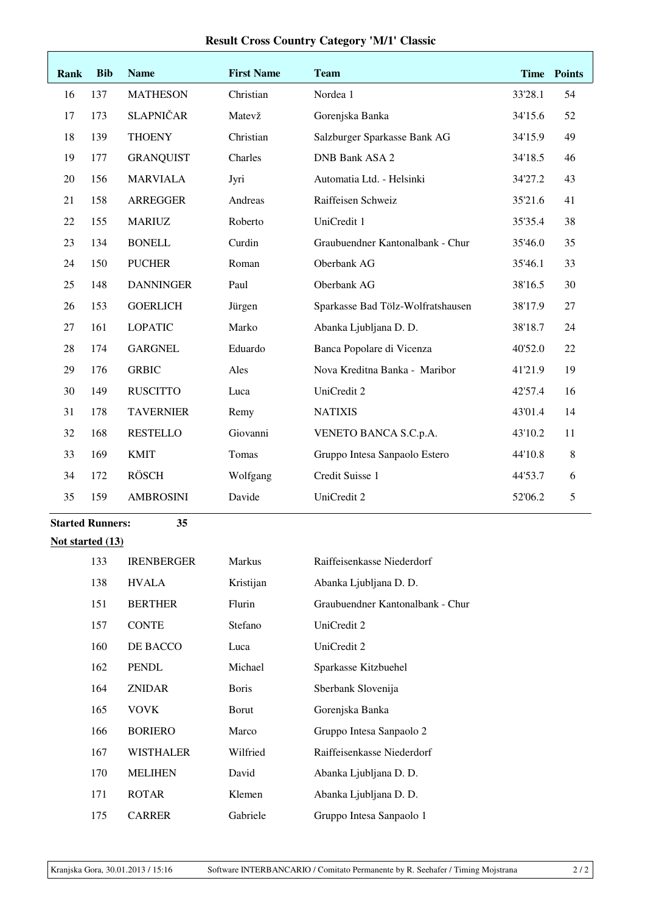## Result Cross Country Category 'M/1' Classic

| Rank | Bib | Name | First Name | Team | Time | Points |
|---|---|---|---|---|---|---|
| 16 | 137 | MATHESON | Christian | Nordea 1 | 33'28.1 | 54 |
| 17 | 173 | SLAPNIČAR | Matevž | Gorenjska Banka | 34'15.6 | 52 |
| 18 | 139 | THOENY | Christian | Salzburger Sparkasse Bank AG | 34'15.9 | 49 |
| 19 | 177 | GRANQUIST | Charles | DNB Bank ASA 2 | 34'18.5 | 46 |
| 20 | 156 | MARVIALA | Jyri | Automatia Ltd. - Helsinki | 34'27.2 | 43 |
| 21 | 158 | ARREGGER | Andreas | Raiffeisen Schweiz | 35'21.6 | 41 |
| 22 | 155 | MARIUZ | Roberto | UniCredit 1 | 35'35.4 | 38 |
| 23 | 134 | BONELL | Curdin | Graubuendner Kantonalbank - Chur | 35'46.0 | 35 |
| 24 | 150 | PUCHER | Roman | Oberbank AG | 35'46.1 | 33 |
| 25 | 148 | DANNINGER | Paul | Oberbank AG | 38'16.5 | 30 |
| 26 | 153 | GOERLICH | Jürgen | Sparkasse Bad Tölz-Wolfratshausen | 38'17.9 | 27 |
| 27 | 161 | LOPATIC | Marko | Abanka Ljubljana D. D. | 38'18.7 | 24 |
| 28 | 174 | GARGNEL | Eduardo | Banca Popolare di Vicenza | 40'52.0 | 22 |
| 29 | 176 | GRBIC | Ales | Nova Kreditna Banka - Maribor | 41'21.9 | 19 |
| 30 | 149 | RUSCITTO | Luca | UniCredit 2 | 42'57.4 | 16 |
| 31 | 178 | TAVERNIER | Remy | NATIXIS | 43'01.4 | 14 |
| 32 | 168 | RESTELLO | Giovanni | VENETO BANCA S.C.p.A. | 43'10.2 | 11 |
| 33 | 169 | KMIT | Tomas | Gruppo Intesa Sanpaolo Estero | 44'10.8 | 8 |
| 34 | 172 | RÖSCH | Wolfgang | Credit Suisse 1 | 44'53.7 | 6 |
| 35 | 159 | AMBROSINI | Davide | UniCredit 2 | 52'06.2 | 5 |

**Started Runners:** 35

**Not started (13)**

| Bib | Name | First Name | Team |
|---|---|---|---|
| 133 | IRENBERGER | Markus | Raiffeisenkasse Niederdorf |
| 138 | HVALA | Kristijan | Abanka Ljubljana D. D. |
| 151 | BERTHER | Flurin | Graubuendner Kantonalbank - Chur |
| 157 | CONTE | Stefano | UniCredit 2 |
| 160 | DE BACCO | Luca | UniCredit 2 |
| 162 | PENDL | Michael | Sparkasse Kitzbuehel |
| 164 | ZNIDAR | Boris | Sberbank Slovenija |
| 165 | VOVK | Borut | Gorenjska Banka |
| 166 | BORIERO | Marco | Gruppo Intesa Sanpaolo 2 |
| 167 | WISTHALER | Wilfried | Raiffeisenkasse Niederdorf |
| 170 | MELIHEN | David | Abanka Ljubljana D. D. |
| 171 | ROTAR | Klemen | Abanka Ljubljana D. D. |
| 175 | CARRER | Gabriele | Gruppo Intesa Sanpaolo 1 |

Kranjska Gora, 30.01.2013 / 15:16 Software INTERBANCARIO / Comitato Permanente by R. Seehafer / Timing Mojstrana